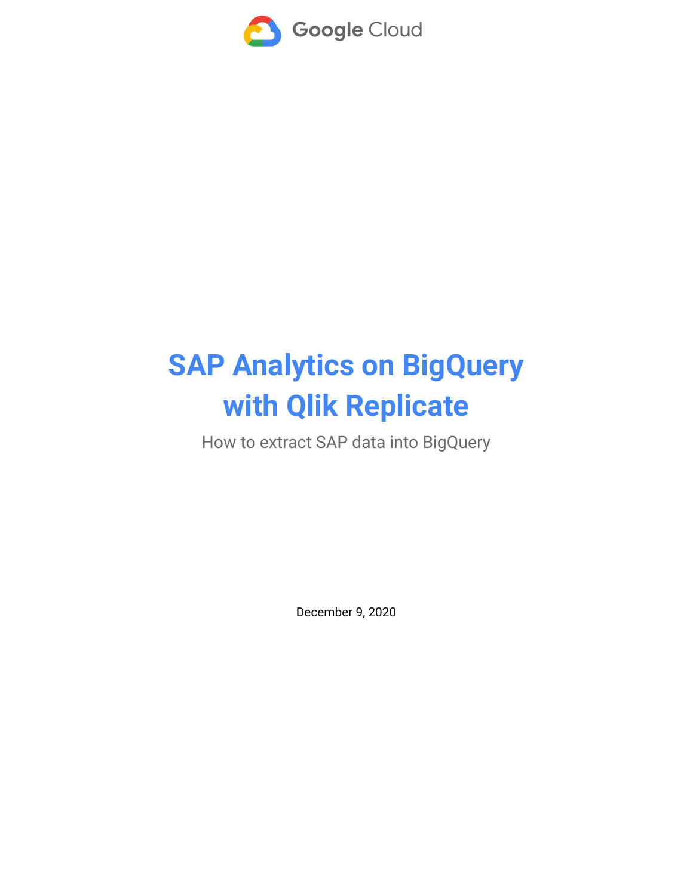Google Cloud

# SAP Analytics on BigQuery with Qlik Replicate

How to extract SAP data into BigQuery

December 9, 2020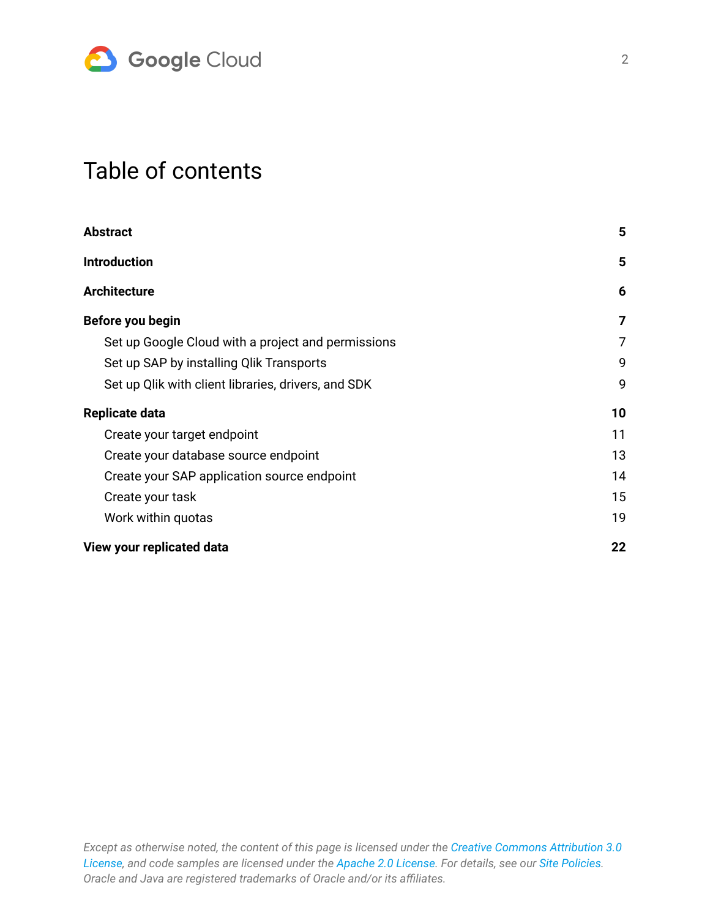# Table of contents

**Abstract** **5**

**Introduction** **5**

**Architecture** **6**

**Before you begin** **7**

- Set up Google Cloud with a project and permissions 7
- Set up SAP by installing Qlik Transports 9
- Set up Qlik with client libraries, drivers, and SDK 9

**Replicate data** **10**

- Create your target endpoint 11
- Create your database source endpoint 13
- Create your SAP application source endpoint 14
- Create your task 15
- Work within quotas 19

**View your replicated data** **22**

*Except as otherwise noted, the content of this page is licensed under the Creative Commons Attribution 3.0 License, and code samples are licensed under the Apache 2.0 License. For details, see our Site Policies. Oracle and Java are registered trademarks of Oracle and/or its affiliates.*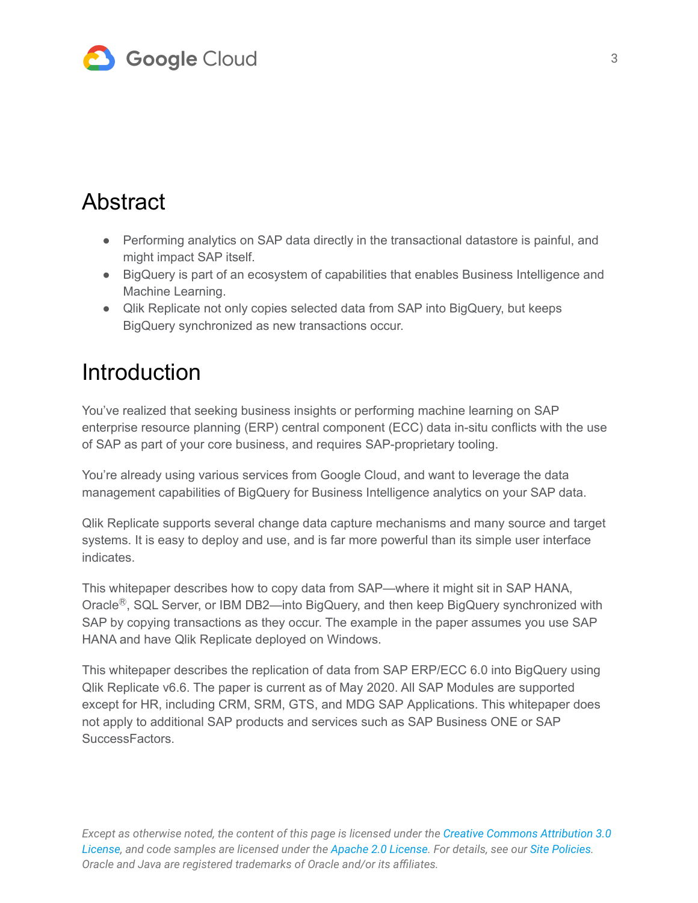# Abstract

- Performing analytics on SAP data directly in the transactional datastore is painful, and might impact SAP itself.
- BigQuery is part of an ecosystem of capabilities that enables Business Intelligence and Machine Learning.
- Qlik Replicate not only copies selected data from SAP into BigQuery, but keeps BigQuery synchronized as new transactions occur.

# Introduction

You've realized that seeking business insights or performing machine learning on SAP enterprise resource planning (ERP) central component (ECC) data in-situ conflicts with the use of SAP as part of your core business, and requires SAP-proprietary tooling.

You're already using various services from Google Cloud, and want to leverage the data management capabilities of BigQuery for Business Intelligence analytics on your SAP data.

Qlik Replicate supports several change data capture mechanisms and many source and target systems. It is easy to deploy and use, and is far more powerful than its simple user interface indicates.

This whitepaper describes how to copy data from SAP—where it might sit in SAP HANA, Oracle®, SQL Server, or IBM DB2—into BigQuery, and then keep BigQuery synchronized with SAP by copying transactions as they occur. The example in the paper assumes you use SAP HANA and have Qlik Replicate deployed on Windows.

This whitepaper describes the replication of data from SAP ERP/ECC 6.0 into BigQuery using Qlik Replicate v6.6. The paper is current as of May 2020. All SAP Modules are supported except for HR, including CRM, SRM, GTS, and MDG SAP Applications. This whitepaper does not apply to additional SAP products and services such as SAP Business ONE or SAP SuccessFactors.

*Except as otherwise noted, the content of this page is licensed under the Creative Commons Attribution 3.0 License, and code samples are licensed under the Apache 2.0 License. For details, see our Site Policies. Oracle and Java are registered trademarks of Oracle and/or its affiliates.*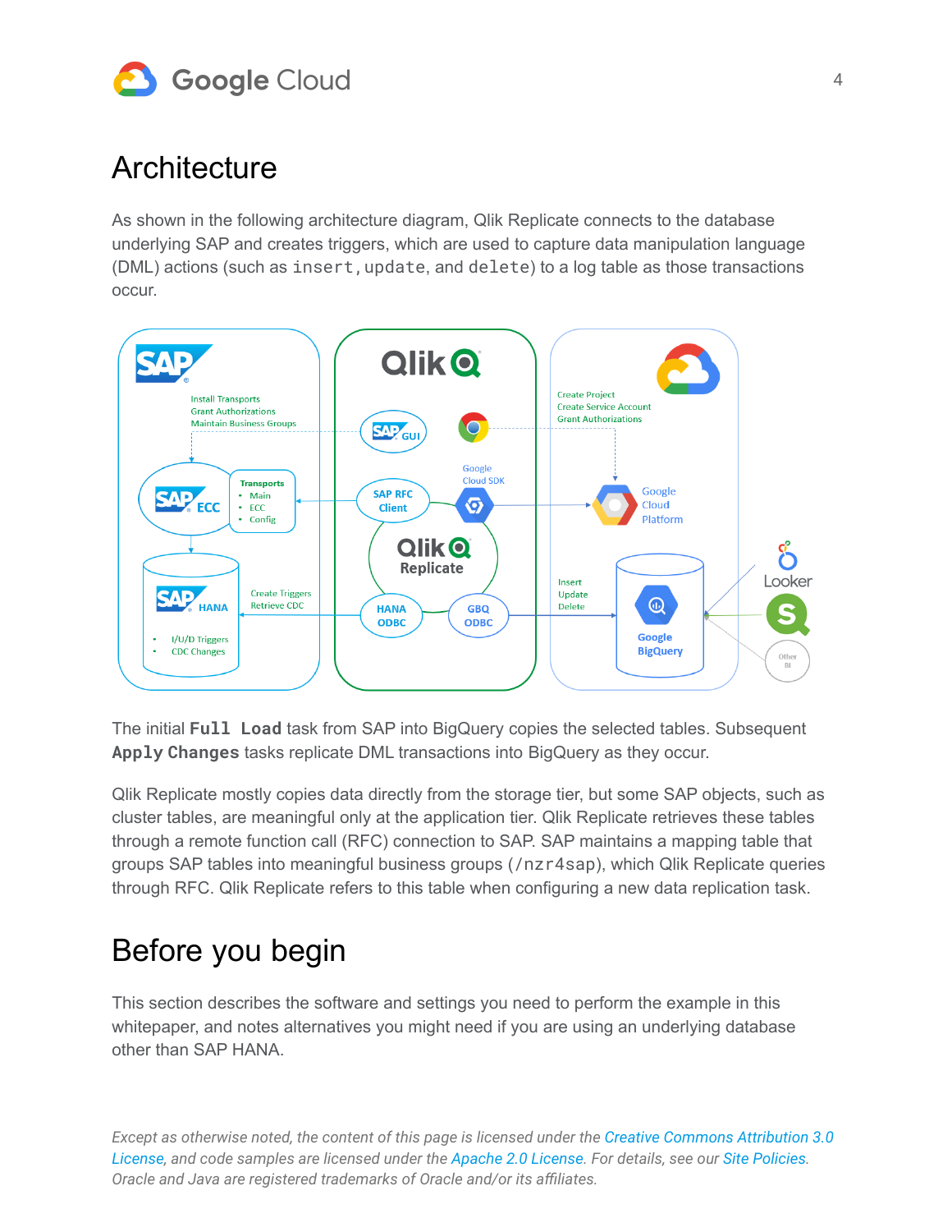# Architecture

As shown in the following architecture diagram, Qlik Replicate connects to the database underlying SAP and creates triggers, which are used to capture data manipulation language (DML) actions (such as `insert`, `update`, and `delete`) to a log table as those transactions occur.

The initial **`Full Load`** task from SAP into BigQuery copies the selected tables. Subsequent **`Apply Changes`** tasks replicate DML transactions into BigQuery as they occur.

Qlik Replicate mostly copies data directly from the storage tier, but some SAP objects, such as cluster tables, are meaningful only at the application tier. Qlik Replicate retrieves these tables through a remote function call (RFC) connection to SAP. SAP maintains a mapping table that groups SAP tables into meaningful business groups (`/nzr4sap`), which Qlik Replicate queries through RFC. Qlik Replicate refers to this table when configuring a new data replication task.

# Before you begin

This section describes the software and settings you need to perform the example in this whitepaper, and notes alternatives you might need if you are using an underlying database other than SAP HANA.

*Except as otherwise noted, the content of this page is licensed under the Creative Commons Attribution 3.0 License, and code samples are licensed under the Apache 2.0 License. For details, see our Site Policies. Oracle and Java are registered trademarks of Oracle and/or its affiliates.*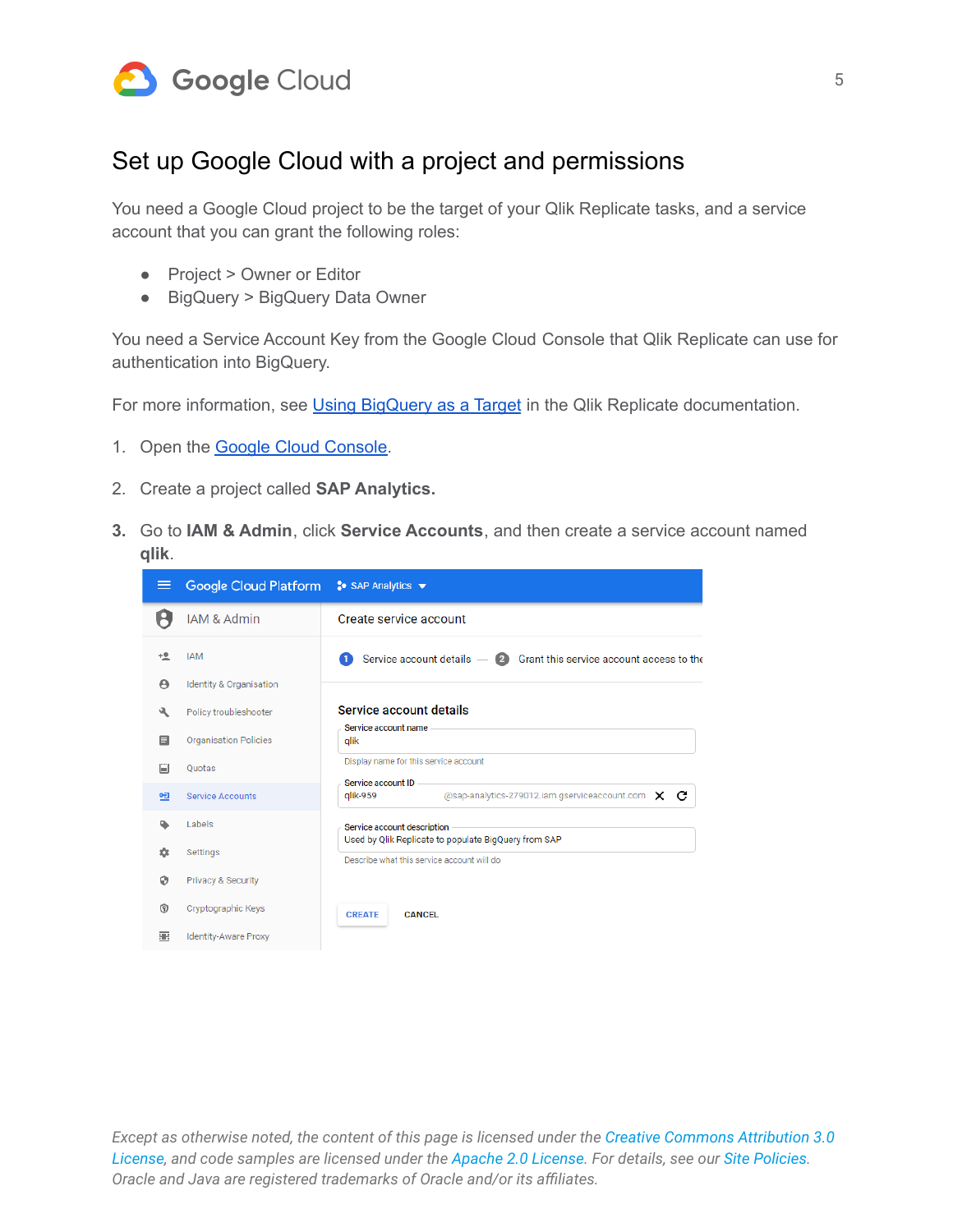## Set up Google Cloud with a project and permissions

You need a Google Cloud project to be the target of your Qlik Replicate tasks, and a service account that you can grant the following roles:

- Project > Owner or Editor
- BigQuery > BigQuery Data Owner

You need a Service Account Key from the Google Cloud Console that Qlik Replicate can use for authentication into BigQuery.

For more information, see [Using BigQuery as a Target] in the Qlik Replicate documentation.

1. Open the [Google Cloud Console].

2. Create a project called **SAP Analytics.**

3. Go to **IAM & Admin**, click **Service Accounts**, and then create a service account named **qlik**.

*Except as otherwise noted, the content of this page is licensed under the Creative Commons Attribution 3.0 License, and code samples are licensed under the Apache 2.0 License. For details, see our Site Policies. Oracle and Java are registered trademarks of Oracle and/or its affiliates.*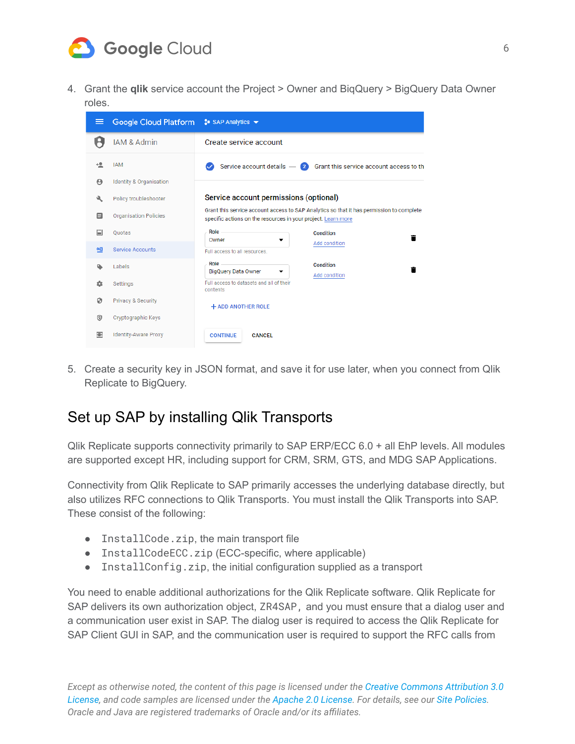4. Grant the **qlik** service account the Project > Owner and BiqQuery > BigQuery Data Owner roles.

5. Create a security key in JSON format, and save it for use later, when you connect from Qlik Replicate to BigQuery.

## Set up SAP by installing Qlik Transports

Qlik Replicate supports connectivity primarily to SAP ERP/ECC 6.0 + all EhP levels. All modules are supported except HR, including support for CRM, SRM, GTS, and MDG SAP Applications.

Connectivity from Qlik Replicate to SAP primarily accesses the underlying database directly, but also utilizes RFC connections to Qlik Transports. You must install the Qlik Transports into SAP. These consist of the following:

- `InstallCode.zip`, the main transport file
- `InstallCodeECC.zip` (ECC-specific, where applicable)
- `InstallConfig.zip`, the initial configuration supplied as a transport

You need to enable additional authorizations for the Qlik Replicate software. Qlik Replicate for SAP delivers its own authorization object, `ZR4SAP`, and you must ensure that a dialog user and a communication user exist in SAP. The dialog user is required to access the Qlik Replicate for SAP Client GUI in SAP, and the communication user is required to support the RFC calls from

*Except as otherwise noted, the content of this page is licensed under the Creative Commons Attribution 3.0 License, and code samples are licensed under the Apache 2.0 License. For details, see our Site Policies. Oracle and Java are registered trademarks of Oracle and/or its affiliates.*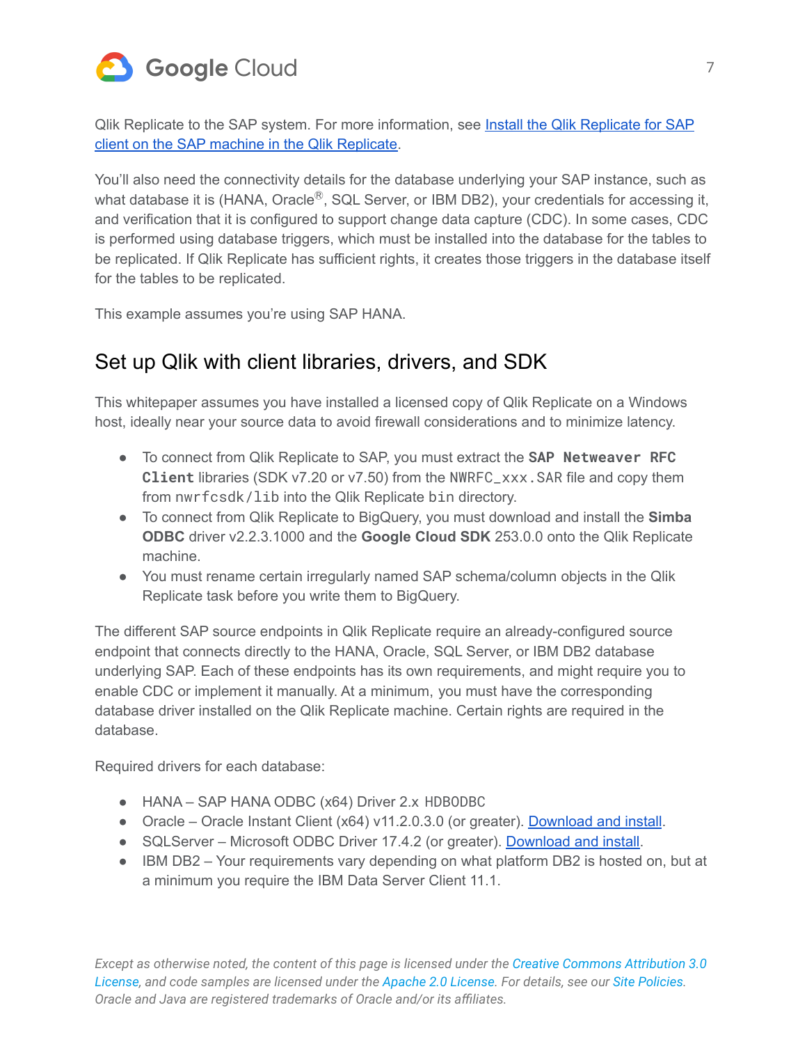Qlik Replicate to the SAP system. For more information, see [Install the Qlik Replicate for SAP client on the SAP machine in the Qlik Replicate](#).

You'll also need the connectivity details for the database underlying your SAP instance, such as what database it is (HANA, Oracle®, SQL Server, or IBM DB2), your credentials for accessing it, and verification that it is configured to support change data capture (CDC). In some cases, CDC is performed using database triggers, which must be installed into the database for the tables to be replicated. If Qlik Replicate has sufficient rights, it creates those triggers in the database itself for the tables to be replicated.

This example assumes you're using SAP HANA.

## Set up Qlik with client libraries, drivers, and SDK

This whitepaper assumes you have installed a licensed copy of Qlik Replicate on a Windows host, ideally near your source data to avoid firewall considerations and to minimize latency.

- To connect from Qlik Replicate to SAP, you must extract the **`SAP Netweaver RFC Client`** libraries (SDK v7.20 or v7.50) from the `NWRFC_xxx.SAR` file and copy them from `nwrfcsdk/lib` into the Qlik Replicate `bin` directory.
- To connect from Qlik Replicate to BigQuery, you must download and install the **Simba ODBC** driver v2.2.3.1000 and the **Google Cloud SDK** 253.0.0 onto the Qlik Replicate machine.
- You must rename certain irregularly named SAP schema/column objects in the Qlik Replicate task before you write them to BigQuery.

The different SAP source endpoints in Qlik Replicate require an already-configured source endpoint that connects directly to the HANA, Oracle, SQL Server, or IBM DB2 database underlying SAP. Each of these endpoints has its own requirements, and might require you to enable CDC or implement it manually. At a minimum, you must have the corresponding database driver installed on the Qlik Replicate machine. Certain rights are required in the database.

Required drivers for each database:

- HANA – SAP HANA ODBC (x64) Driver 2.x `HDBODBC`
- Oracle – Oracle Instant Client (x64) v11.2.0.3.0 (or greater). [Download and install](#).
- SQLServer – Microsoft ODBC Driver 17.4.2 (or greater). [Download and install](#).
- IBM DB2 – Your requirements vary depending on what platform DB2 is hosted on, but at a minimum you require the IBM Data Server Client 11.1.

*Except as otherwise noted, the content of this page is licensed under the Creative Commons Attribution 3.0 License, and code samples are licensed under the Apache 2.0 License. For details, see our Site Policies. Oracle and Java are registered trademarks of Oracle and/or its affiliates.*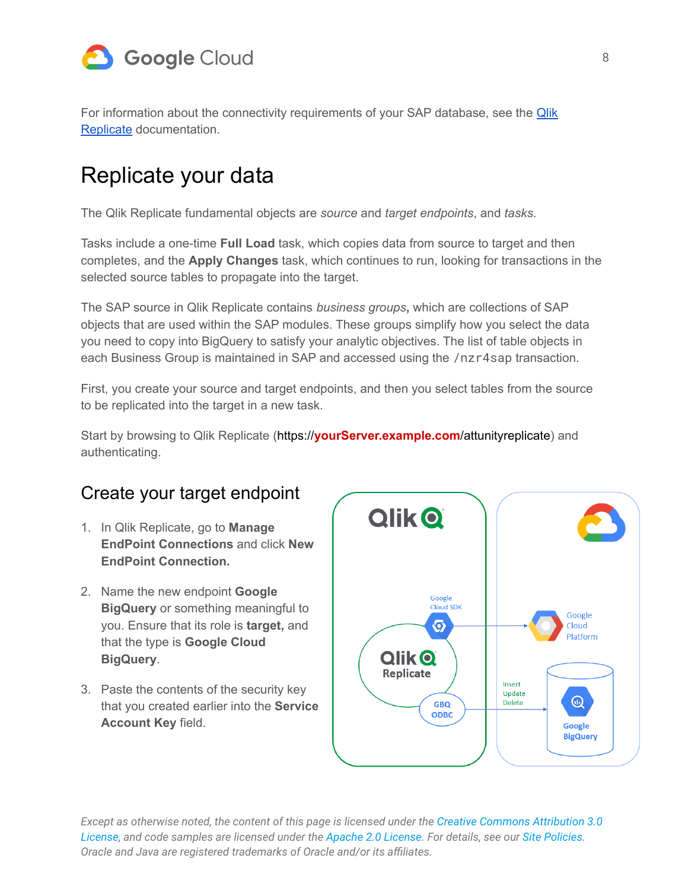For information about the connectivity requirements of your SAP database, see the [Qlik Replicate](#) documentation.

# Replicate your data

The Qlik Replicate fundamental objects are *source* and *target endpoints*, and *tasks*.

Tasks include a one-time **Full Load** task, which copies data from source to target and then completes, and the **Apply Changes** task, which continues to run, looking for transactions in the selected source tables to propagate into the target.

The SAP source in Qlik Replicate contains *business groups***,** which are collections of SAP objects that are used within the SAP modules. These groups simplify how you select the data you need to copy into BigQuery to satisfy your analytic objectives. The list of table objects in each Business Group is maintained in SAP and accessed using the `/nzr4sap` transaction.

First, you create your source and target endpoints, and then you select tables from the source to be replicated into the target in a new task.

Start by browsing to Qlik Replicate (https://**yourServer.example.com**/attunityreplicate) and authenticating.

## Create your target endpoint

1. In Qlik Replicate, go to **Manage EndPoint Connections** and click **New EndPoint Connection.**
2. Name the new endpoint **Google BigQuery** or something meaningful to you. Ensure that its role is **target,** and that the type is **Google Cloud BigQuery**.
3. Paste the contents of the security key that you created earlier into the **Service Account Key** field.

*Except as otherwise noted, the content of this page is licensed under the [Creative Commons Attribution 3.0 License](#), and code samples are licensed under the [Apache 2.0 License](#). For details, see our [Site Policies](#). Oracle and Java are registered trademarks of Oracle and/or its affiliates.*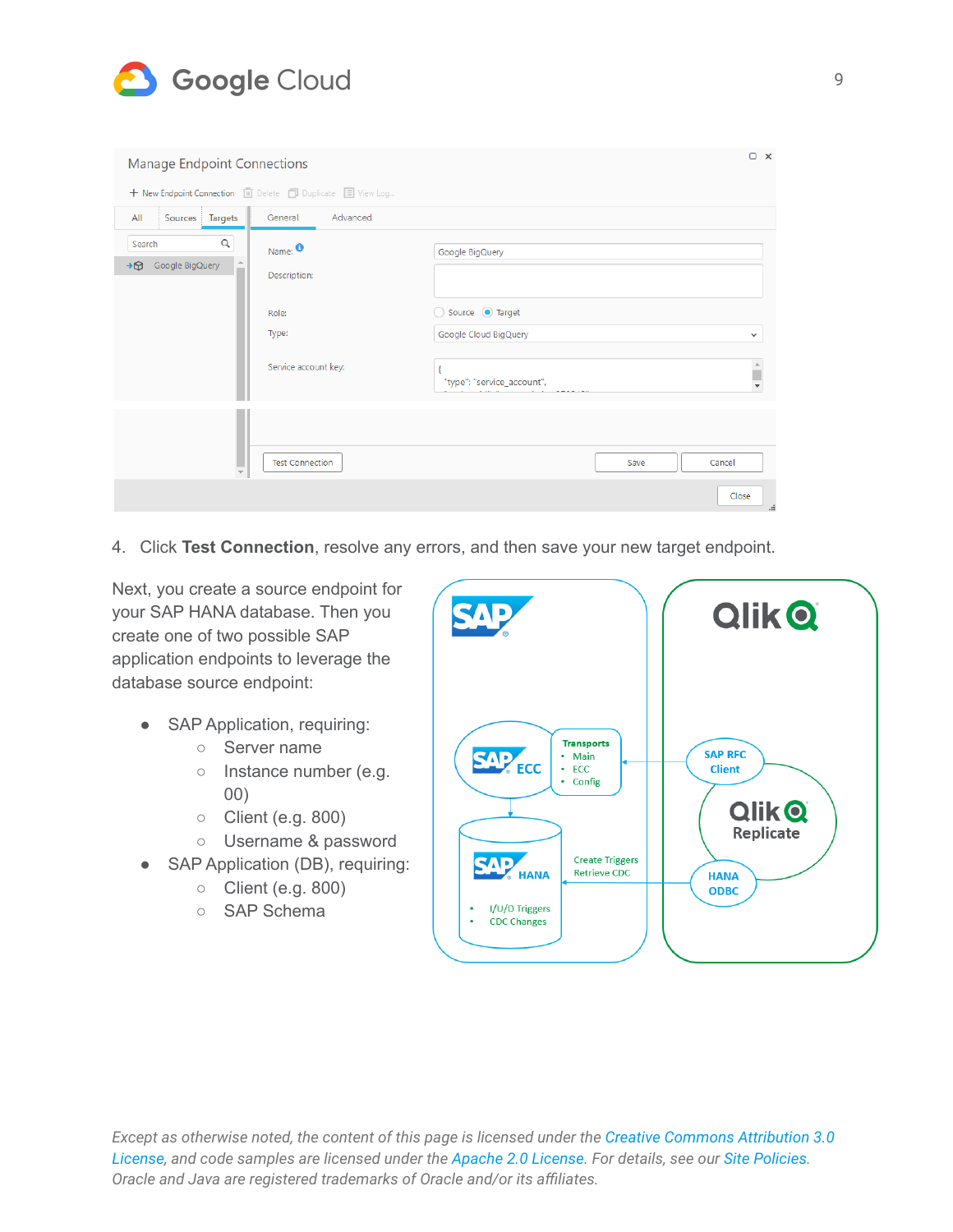4. Click **Test Connection**, resolve any errors, and then save your new target endpoint.

Next, you create a source endpoint for your SAP HANA database. Then you create one of two possible SAP application endpoints to leverage the database source endpoint:

- SAP Application, requiring:
  - Server name
  - Instance number (e.g. 00)
  - Client (e.g. 800)
  - Username & password
- SAP Application (DB), requiring:
  - Client (e.g. 800)
  - SAP Schema

*Except as otherwise noted, the content of this page is licensed under the Creative Commons Attribution 3.0 License, and code samples are licensed under the Apache 2.0 License. For details, see our Site Policies. Oracle and Java are registered trademarks of Oracle and/or its affiliates.*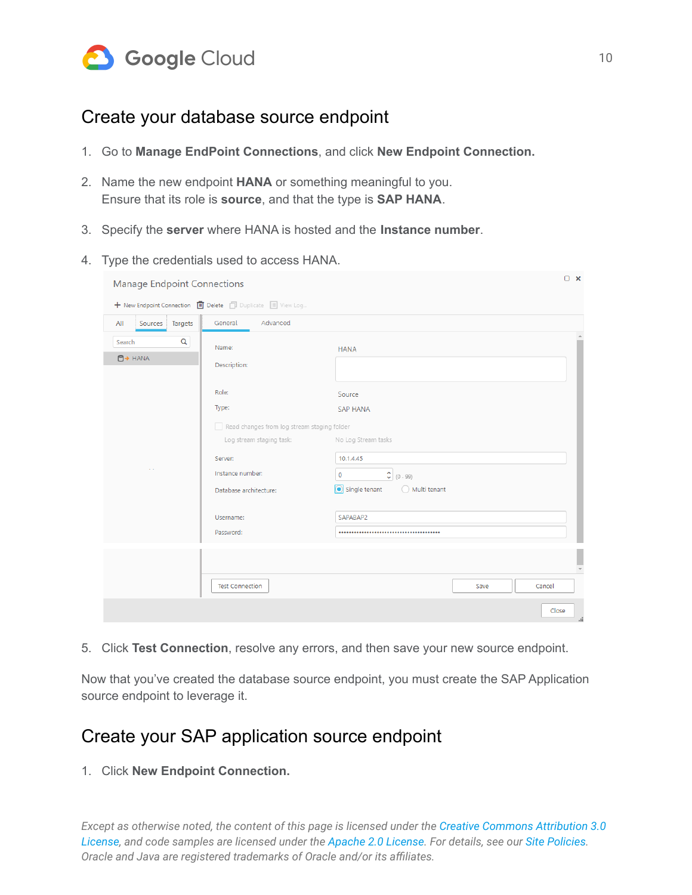## Create your database source endpoint

1. Go to **Manage EndPoint Connections**, and click **New Endpoint Connection.**
2. Name the new endpoint **HANA** or something meaningful to you.
   Ensure that its role is **source**, and that the type is **SAP HANA**.
3. Specify the **server** where HANA is hosted and the **Instance number**.
4. Type the credentials used to access HANA.
5. Click **Test Connection**, resolve any errors, and then save your new source endpoint.

Now that you've created the database source endpoint, you must create the SAP Application source endpoint to leverage it.

## Create your SAP application source endpoint

1. Click **New Endpoint Connection.**

*Except as otherwise noted, the content of this page is licensed under the Creative Commons Attribution 3.0 License, and code samples are licensed under the Apache 2.0 License. For details, see our Site Policies. Oracle and Java are registered trademarks of Oracle and/or its affiliates.*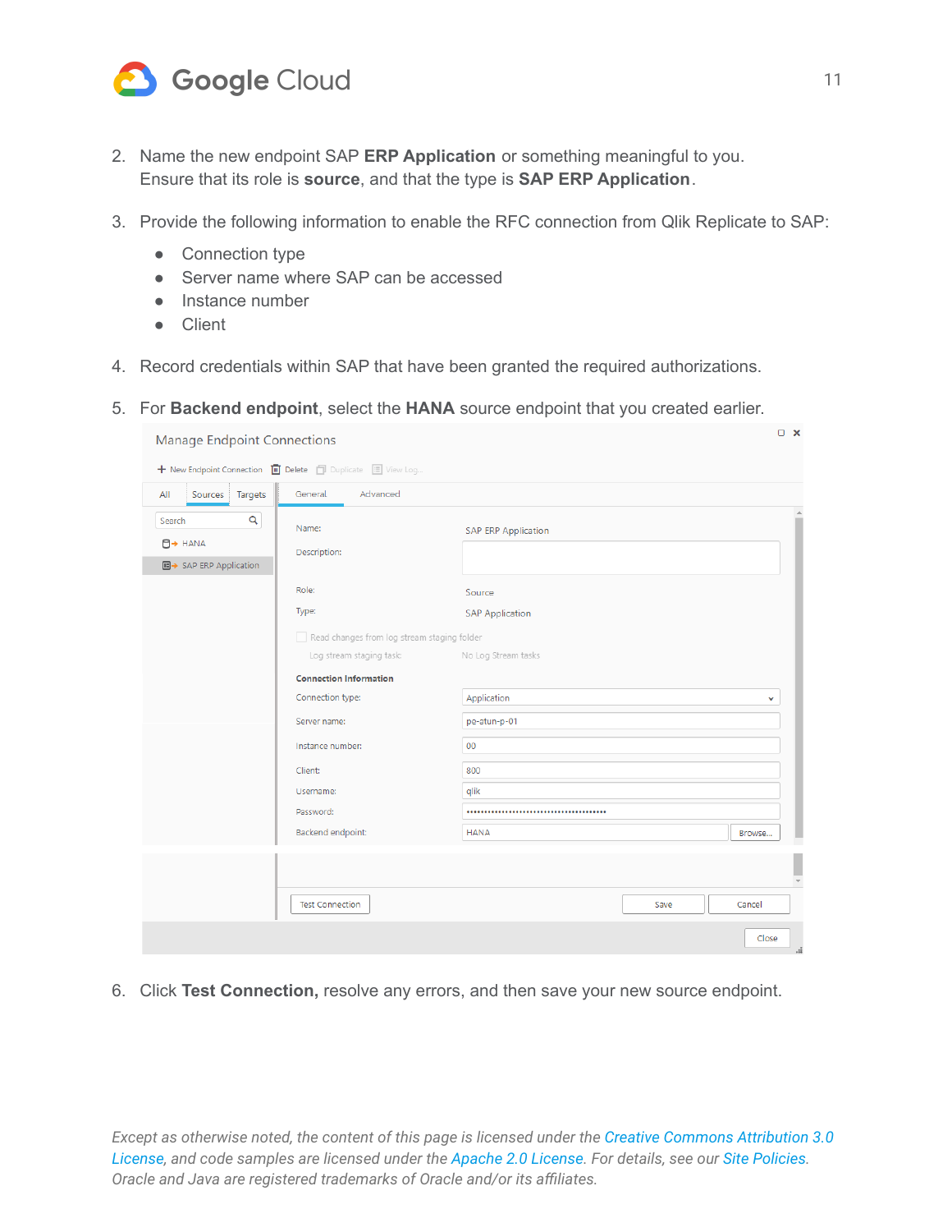2. Name the new endpoint SAP **ERP Application** or something meaningful to you. Ensure that its role is **source**, and that the type is **SAP ERP Application**.

3. Provide the following information to enable the RFC connection from Qlik Replicate to SAP:
   - Connection type
   - Server name where SAP can be accessed
   - Instance number
   - Client

4. Record credentials within SAP that have been granted the required authorizations.

5. For **Backend endpoint**, select the **HANA** source endpoint that you created earlier.

6. Click **Test Connection,** resolve any errors, and then save your new source endpoint.

*Except as otherwise noted, the content of this page is licensed under the Creative Commons Attribution 3.0 License, and code samples are licensed under the Apache 2.0 License. For details, see our Site Policies. Oracle and Java are registered trademarks of Oracle and/or its affiliates.*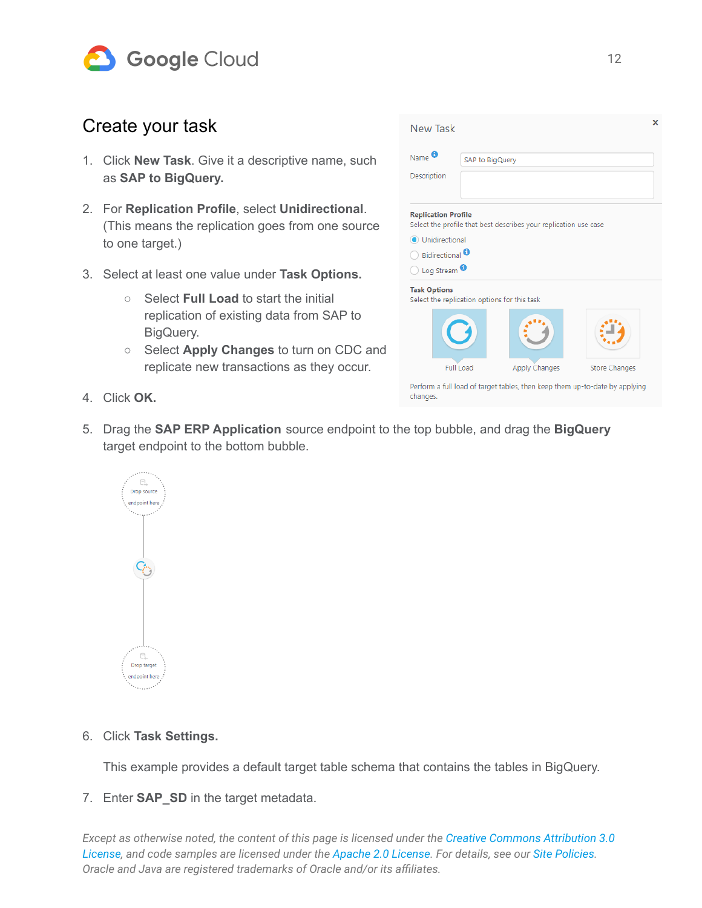## Create your task

1. Click **New Task**. Give it a descriptive name, such as **SAP to BigQuery.**

2. For **Replication Profile**, select **Unidirectional**. (This means the replication goes from one source to one target.)

3. Select at least one value under **Task Options.**
    - Select **Full Load** to start the initial replication of existing data from SAP to BigQuery.
    - Select **Apply Changes** to turn on CDC and replicate new transactions as they occur.

4. Click **OK.**

5. Drag the **SAP ERP Application** source endpoint to the top bubble, and drag the **BigQuery** target endpoint to the bottom bubble.

6. Click **Task Settings.**

    This example provides a default target table schema that contains the tables in BigQuery.

7. Enter **SAP_SD** in the target metadata.

*Except as otherwise noted, the content of this page is licensed under the Creative Commons Attribution 3.0 License, and code samples are licensed under the Apache 2.0 License. For details, see our Site Policies. Oracle and Java are registered trademarks of Oracle and/or its affiliates.*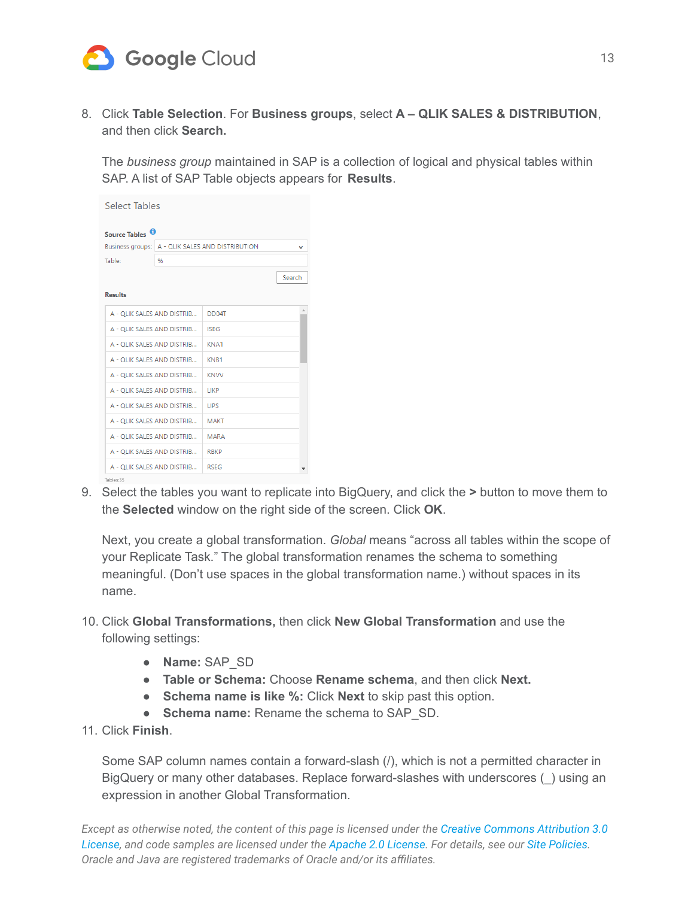8. Click **Table Selection**. For **Business groups**, select **A – QLIK SALES & DISTRIBUTION**, and then click **Search.**

   The *business group* maintained in SAP is a collection of logical and physical tables within SAP. A list of SAP Table objects appears for **Results**.

9. Select the tables you want to replicate into BigQuery, and click the **>** button to move them to the **Selected** window on the right side of the screen. Click **OK**.

   Next, you create a global transformation. *Global* means "across all tables within the scope of your Replicate Task." The global transformation renames the schema to something meaningful. (Don't use spaces in the global transformation name.) without spaces in its name.

10. Click **Global Transformations,** then click **New Global Transformation** and use the following settings:

    - **Name:** SAP_SD
    - **Table or Schema:** Choose **Rename schema**, and then click **Next.**
    - **Schema name is like %:** Click **Next** to skip past this option.
    - **Schema name:** Rename the schema to SAP_SD.

11. Click **Finish**.

    Some SAP column names contain a forward-slash (/), which is not a permitted character in BigQuery or many other databases. Replace forward-slashes with underscores (_) using an expression in another Global Transformation.

*Except as otherwise noted, the content of this page is licensed under the Creative Commons Attribution 3.0 License, and code samples are licensed under the Apache 2.0 License. For details, see our Site Policies. Oracle and Java are registered trademarks of Oracle and/or its affiliates.*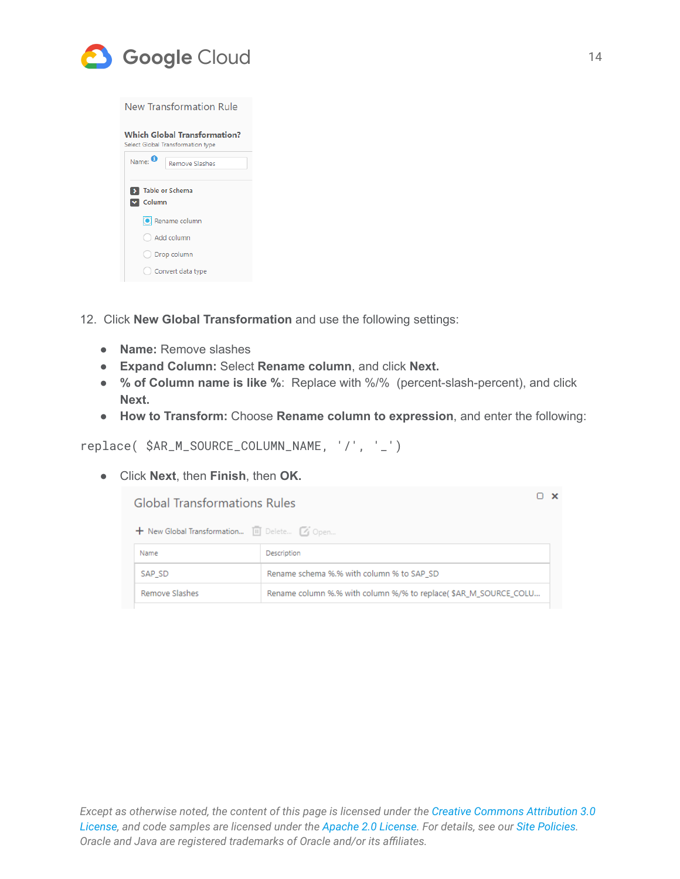12. Click **New Global Transformation** and use the following settings:

- **Name:** Remove slashes
- **Expand Column:** Select **Rename column**, and click **Next.**
- **% of Column name is like %**: Replace with %/% (percent-slash-percent), and click **Next.**
- **How to Transform:** Choose **Rename column to expression**, and enter the following:

```
replace( $AR_M_SOURCE_COLUMN_NAME, '/', '_')
```

- Click **Next**, then **Finish**, then **OK.**

*Except as otherwise noted, the content of this page is licensed under the Creative Commons Attribution 3.0 License, and code samples are licensed under the Apache 2.0 License. For details, see our Site Policies. Oracle and Java are registered trademarks of Oracle and/or its affiliates.*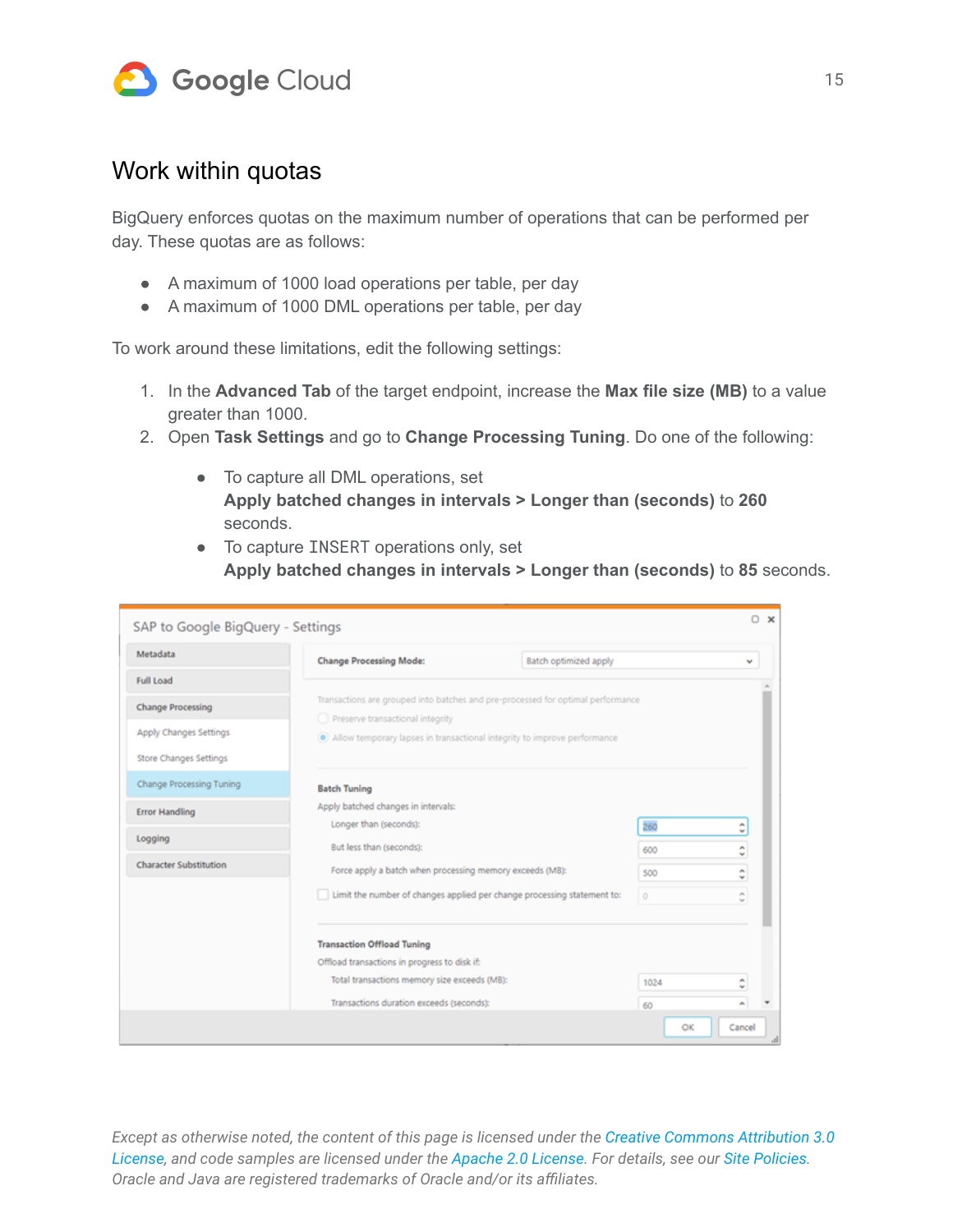## Work within quotas

BigQuery enforces quotas on the maximum number of operations that can be performed per day. These quotas are as follows:

- A maximum of 1000 load operations per table, per day
- A maximum of 1000 DML operations per table, per day

To work around these limitations, edit the following settings:

1. In the **Advanced Tab** of the target endpoint, increase the **Max file size (MB)** to a value greater than 1000.
2. Open **Task Settings** and go to **Change Processing Tuning**. Do one of the following:

   - To capture all DML operations, set **Apply batched changes in intervals > Longer than (seconds)** to **260** seconds.
   - To capture `INSERT` operations only, set **Apply batched changes in intervals > Longer than (seconds)** to **85** seconds.

*Except as otherwise noted, the content of this page is licensed under the [Creative Commons Attribution 3.0 License](), and code samples are licensed under the [Apache 2.0 License](). For details, see our [Site Policies](). Oracle and Java are registered trademarks of Oracle and/or its affiliates.*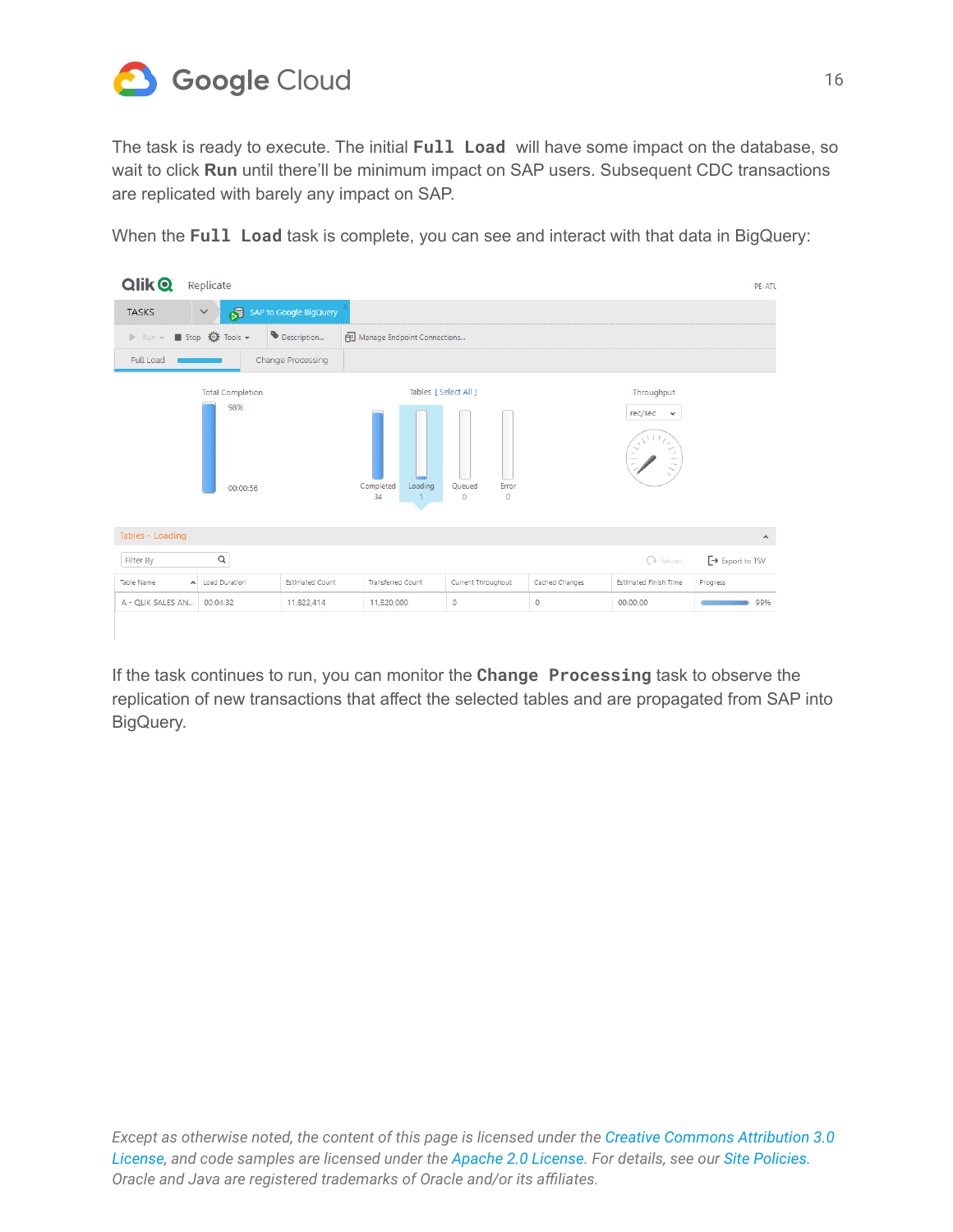The task is ready to execute. The initial **`Full Load`** will have some impact on the database, so wait to click **Run** until there'll be minimum impact on SAP users. Subsequent CDC transactions are replicated with barely any impact on SAP.

When the **`Full Load`** task is complete, you can see and interact with that data in BigQuery:

If the task continues to run, you can monitor the **`Change Processing`** task to observe the replication of new transactions that affect the selected tables and are propagated from SAP into BigQuery.

*Except as otherwise noted, the content of this page is licensed under the Creative Commons Attribution 3.0 License, and code samples are licensed under the Apache 2.0 License. For details, see our Site Policies. Oracle and Java are registered trademarks of Oracle and/or its affiliates.*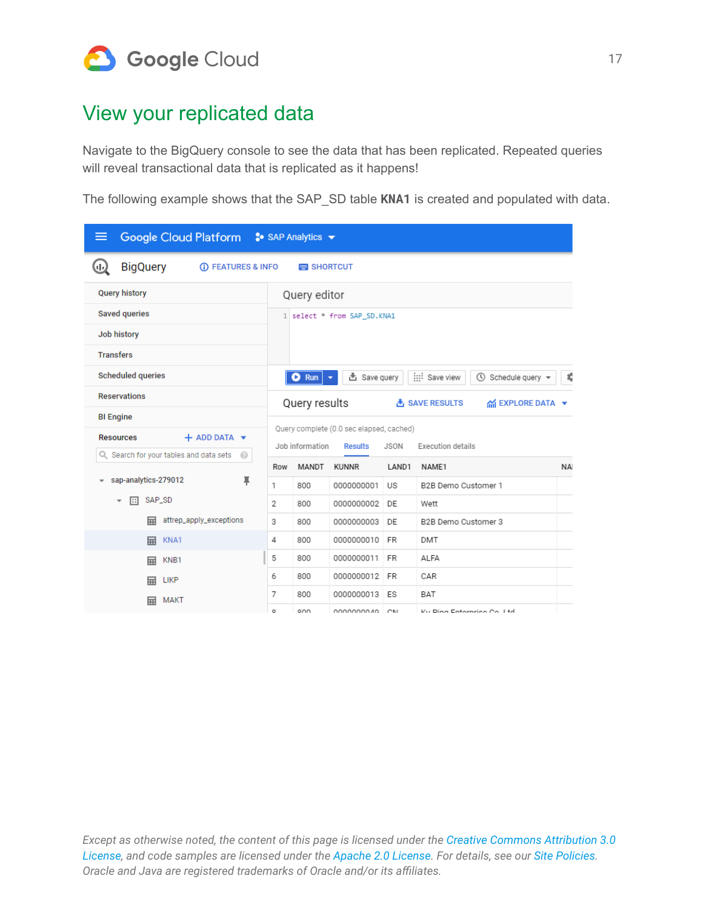# View your replicated data

Navigate to the BigQuery console to see the data that has been replicated. Repeated queries will reveal transactional data that is replicated as it happens!

The following example shows that the SAP_SD table **KNA1** is created and populated with data.

*Except as otherwise noted, the content of this page is licensed under the Creative Commons Attribution 3.0 License, and code samples are licensed under the Apache 2.0 License. For details, see our Site Policies. Oracle and Java are registered trademarks of Oracle and/or its affiliates.*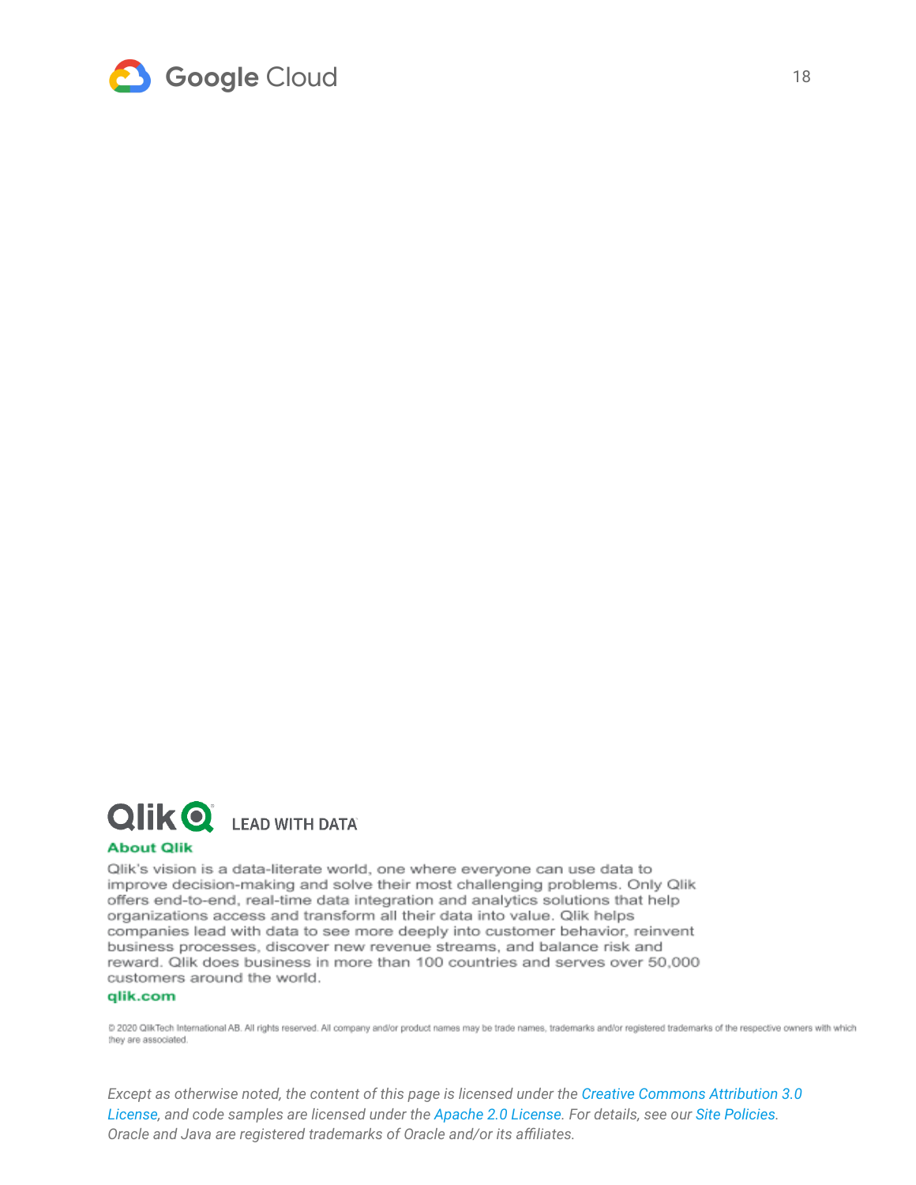Qlik LEAD WITH DATA

**About Qlik**

Qlik's vision is a data-literate world, one where everyone can use data to improve decision-making and solve their most challenging problems. Only Qlik offers end-to-end, real-time data integration and analytics solutions that help organizations access and transform all their data into value. Qlik helps companies lead with data to see more deeply into customer behavior, reinvent business processes, discover new revenue streams, and balance risk and reward. Qlik does business in more than 100 countries and serves over 50,000 customers around the world.

**qlik.com**

© 2020 QlikTech International AB. All rights reserved. All company and/or product names may be trade names, trademarks and/or registered trademarks of the respective owners with which they are associated.

*Except as otherwise noted, the content of this page is licensed under the Creative Commons Attribution 3.0 License, and code samples are licensed under the Apache 2.0 License. For details, see our Site Policies. Oracle and Java are registered trademarks of Oracle and/or its affiliates.*